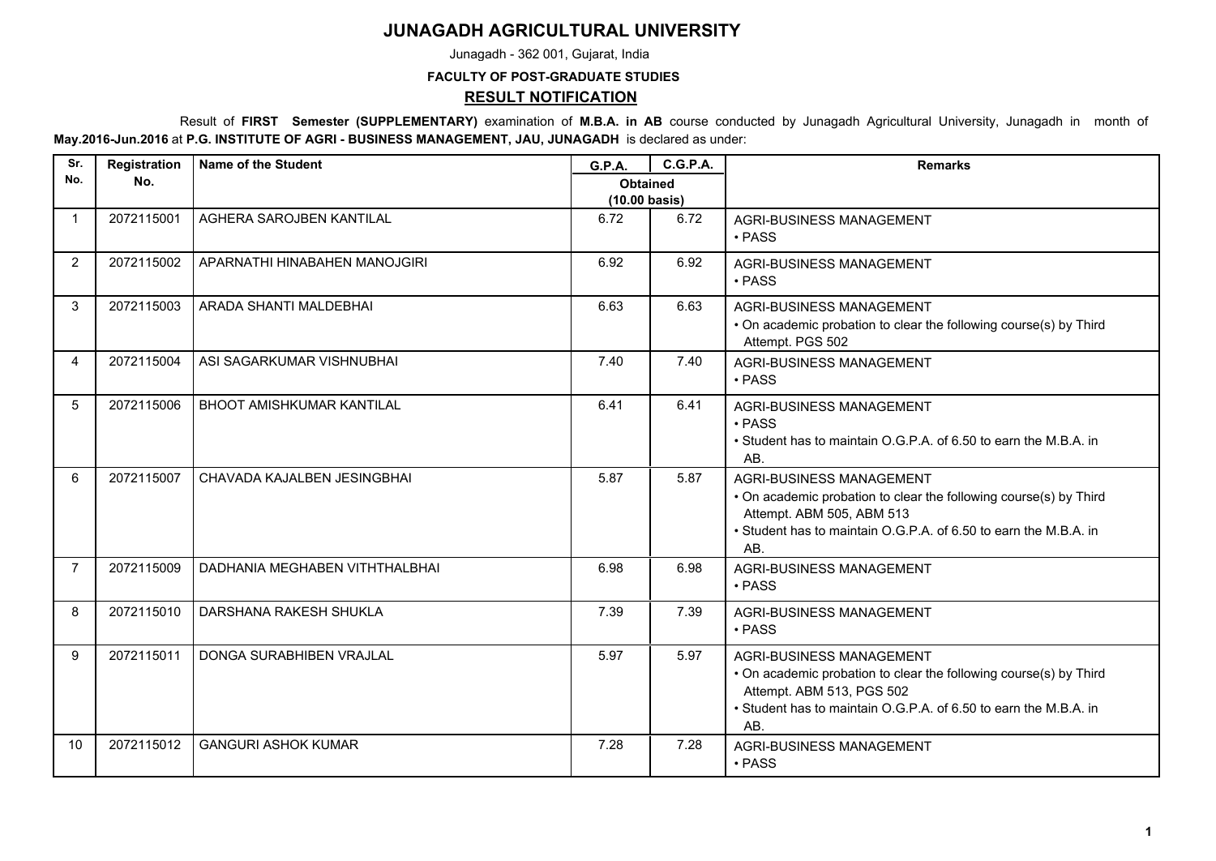# JUNAGADH AGRICULTURAL UNIVERSITY

Junagadh - 362 001, Gujarat, India

**FACULTY OF POST-GRADUATE STUDIES**

## RESULT NOTIFICATION

Result of **FIRST Semester (SUPPLEMENTARY)** examination of **M.B.A. in AB** course conducted by Junagadh Agricultural University, Junagadh in month of **May.2016-Jun.2016** at **P.G. INSTITUTE OF AGRI - BUSINESS MANAGEMENT, JAU, JUNAGADH** is declared as under:

| Sr. No. | Registration No. | Name of the Student | G.P.A. | C.G.P.A. | Remarks |
|---|---|---|---|---|---|
| | | | Obtained (10.00 basis) | | |
| 1 | 2072115001 | AGHERA SAROJBEN KANTILAL | 6.72 | 6.72 | AGRI-BUSINESS MANAGEMENT<br>• PASS |
| 2 | 2072115002 | APARNATHI HINABAHEN MANOJGIRI | 6.92 | 6.92 | AGRI-BUSINESS MANAGEMENT<br>• PASS |
| 3 | 2072115003 | ARADA SHANTI MALDEBHAI | 6.63 | 6.63 | AGRI-BUSINESS MANAGEMENT<br>• On academic probation to clear the following course(s) by Third Attempt. PGS 502 |
| 4 | 2072115004 | ASI SAGARKUMAR VISHNUBHAI | 7.40 | 7.40 | AGRI-BUSINESS MANAGEMENT<br>• PASS |
| 5 | 2072115006 | BHOOT AMISHKUMAR KANTILAL | 6.41 | 6.41 | AGRI-BUSINESS MANAGEMENT<br>• PASS<br>• Student has to maintain O.G.P.A. of 6.50 to earn the M.B.A. in AB. |
| 6 | 2072115007 | CHAVADA KAJALBEN JESINGBHAI | 5.87 | 5.87 | AGRI-BUSINESS MANAGEMENT<br>• On academic probation to clear the following course(s) by Third Attempt. ABM 505, ABM 513<br>• Student has to maintain O.G.P.A. of 6.50 to earn the M.B.A. in AB. |
| 7 | 2072115009 | DADHANIA MEGHABEN VITHTHALBHAI | 6.98 | 6.98 | AGRI-BUSINESS MANAGEMENT<br>• PASS |
| 8 | 2072115010 | DARSHANA RAKESH SHUKLA | 7.39 | 7.39 | AGRI-BUSINESS MANAGEMENT<br>• PASS |
| 9 | 2072115011 | DONGA SURABHIBEN VRAJLAL | 5.97 | 5.97 | AGRI-BUSINESS MANAGEMENT<br>• On academic probation to clear the following course(s) by Third Attempt. ABM 513, PGS 502<br>• Student has to maintain O.G.P.A. of 6.50 to earn the M.B.A. in AB. |
| 10 | 2072115012 | GANGURI ASHOK KUMAR | 7.28 | 7.28 | AGRI-BUSINESS MANAGEMENT<br>• PASS |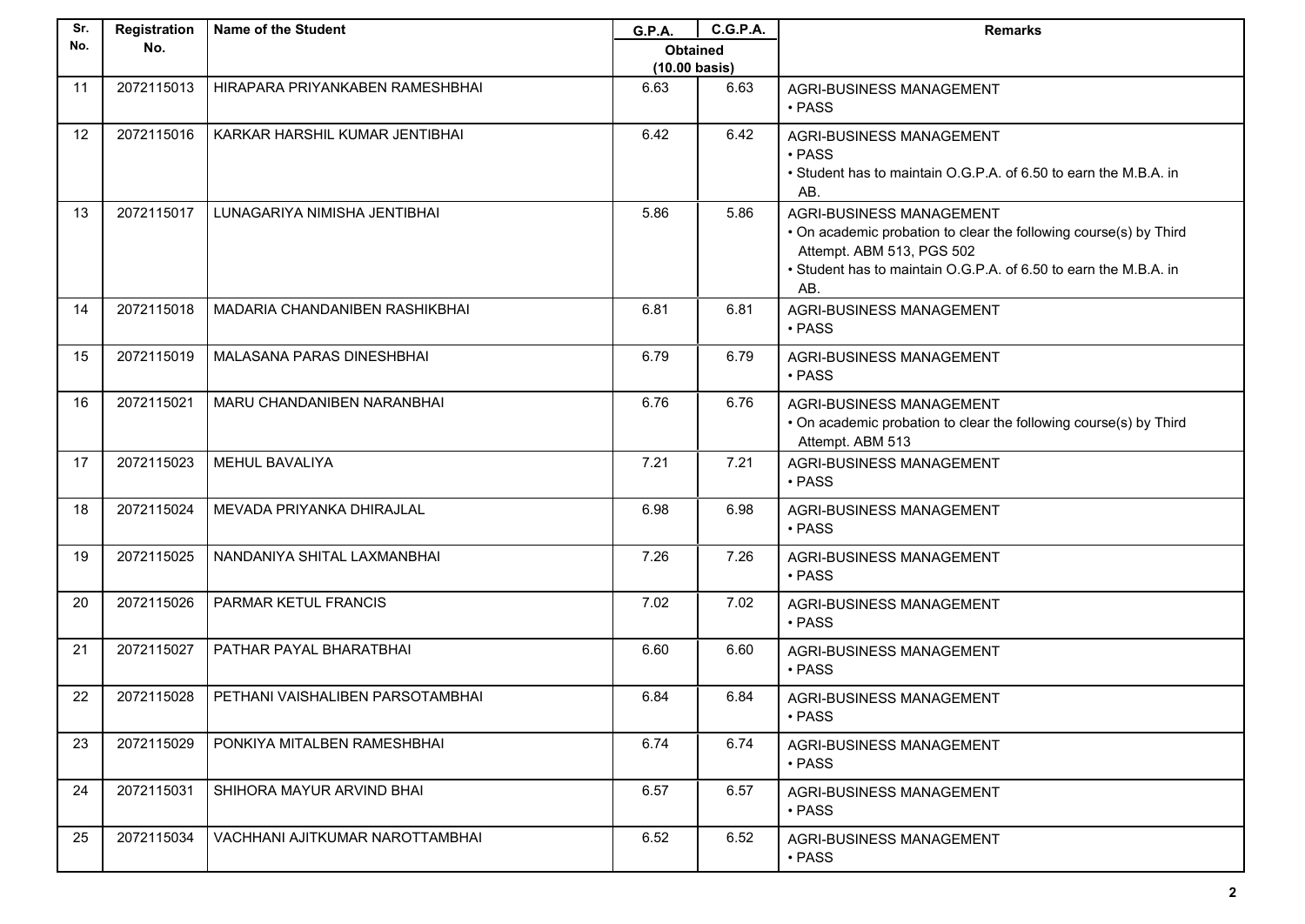| Sr. No. | Registration No. | Name of the Student | G.P.A. | C.G.P.A. | Remarks |
|---|---|---|---|---|---|
| | | | Obtained (10.00 basis) | | |
| 11 | 2072115013 | HIRAPARA PRIYANKABEN RAMESHBHAI | 6.63 | 6.63 | AGRI-BUSINESS MANAGEMENT<br>• PASS |
| 12 | 2072115016 | KARKAR HARSHIL KUMAR JENTIBHAI | 6.42 | 6.42 | AGRI-BUSINESS MANAGEMENT<br>• PASS<br>• Student has to maintain O.G.P.A. of 6.50 to earn the M.B.A. in AB. |
| 13 | 2072115017 | LUNAGARIYA NIMISHA JENTIBHAI | 5.86 | 5.86 | AGRI-BUSINESS MANAGEMENT<br>• On academic probation to clear the following course(s) by Third Attempt. ABM 513, PGS 502<br>• Student has to maintain O.G.P.A. of 6.50 to earn the M.B.A. in AB. |
| 14 | 2072115018 | MADARIA CHANDANIBEN RASHIKBHAI | 6.81 | 6.81 | AGRI-BUSINESS MANAGEMENT<br>• PASS |
| 15 | 2072115019 | MALASANA PARAS DINESHBHAI | 6.79 | 6.79 | AGRI-BUSINESS MANAGEMENT<br>• PASS |
| 16 | 2072115021 | MARU CHANDANIBEN NARANBHAI | 6.76 | 6.76 | AGRI-BUSINESS MANAGEMENT<br>• On academic probation to clear the following course(s) by Third Attempt. ABM 513 |
| 17 | 2072115023 | MEHUL BAVALIYA | 7.21 | 7.21 | AGRI-BUSINESS MANAGEMENT<br>• PASS |
| 18 | 2072115024 | MEVADA PRIYANKA DHIRAJLAL | 6.98 | 6.98 | AGRI-BUSINESS MANAGEMENT<br>• PASS |
| 19 | 2072115025 | NANDANIYA SHITAL LAXMANBHAI | 7.26 | 7.26 | AGRI-BUSINESS MANAGEMENT<br>• PASS |
| 20 | 2072115026 | PARMAR KETUL FRANCIS | 7.02 | 7.02 | AGRI-BUSINESS MANAGEMENT<br>• PASS |
| 21 | 2072115027 | PATHAR PAYAL BHARATBHAI | 6.60 | 6.60 | AGRI-BUSINESS MANAGEMENT<br>• PASS |
| 22 | 2072115028 | PETHANI VAISHALIBEN PARSOTAMBHAI | 6.84 | 6.84 | AGRI-BUSINESS MANAGEMENT<br>• PASS |
| 23 | 2072115029 | PONKIYA MITALBEN RAMESHBHAI | 6.74 | 6.74 | AGRI-BUSINESS MANAGEMENT<br>• PASS |
| 24 | 2072115031 | SHIHORA MAYUR ARVIND BHAI | 6.57 | 6.57 | AGRI-BUSINESS MANAGEMENT<br>• PASS |
| 25 | 2072115034 | VACHHANI AJITKUMAR NAROTTAMBHAI | 6.52 | 6.52 | AGRI-BUSINESS MANAGEMENT<br>• PASS |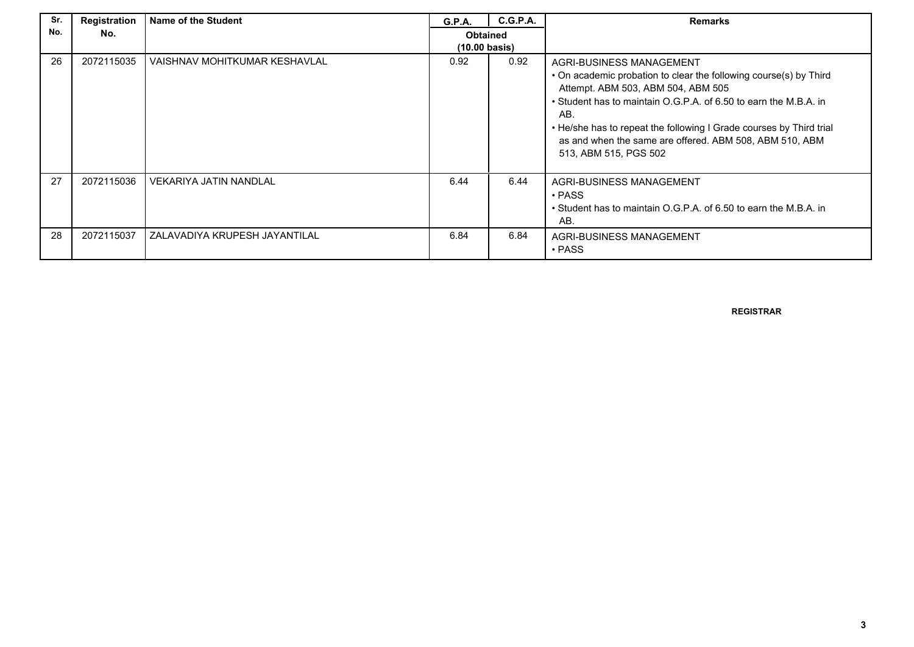| Sr. No. | Registration No. | Name of the Student | G.P.A. | C.G.P.A. | Remarks |
|---|---|---|---|---|---|
| | | | Obtained (10.00 basis) | | |
| 26 | 2072115035 | VAISHNAV MOHITKUMAR KESHAVLAL | 0.92 | 0.92 | AGRI-BUSINESS MANAGEMENT<br>• On academic probation to clear the following course(s) by Third Attempt. ABM 503, ABM 504, ABM 505<br>• Student has to maintain O.G.P.A. of 6.50 to earn the M.B.A. in AB.<br>• He/she has to repeat the following I Grade courses by Third trial as and when the same are offered. ABM 508, ABM 510, ABM 513, ABM 515, PGS 502 |
| 27 | 2072115036 | VEKARIYA JATIN NANDLAL | 6.44 | 6.44 | AGRI-BUSINESS MANAGEMENT<br>• PASS<br>• Student has to maintain O.G.P.A. of 6.50 to earn the M.B.A. in AB. |
| 28 | 2072115037 | ZALAVADIYA KRUPESH JAYANTILAL | 6.84 | 6.84 | AGRI-BUSINESS MANAGEMENT<br>• PASS |

**REGISTRAR**